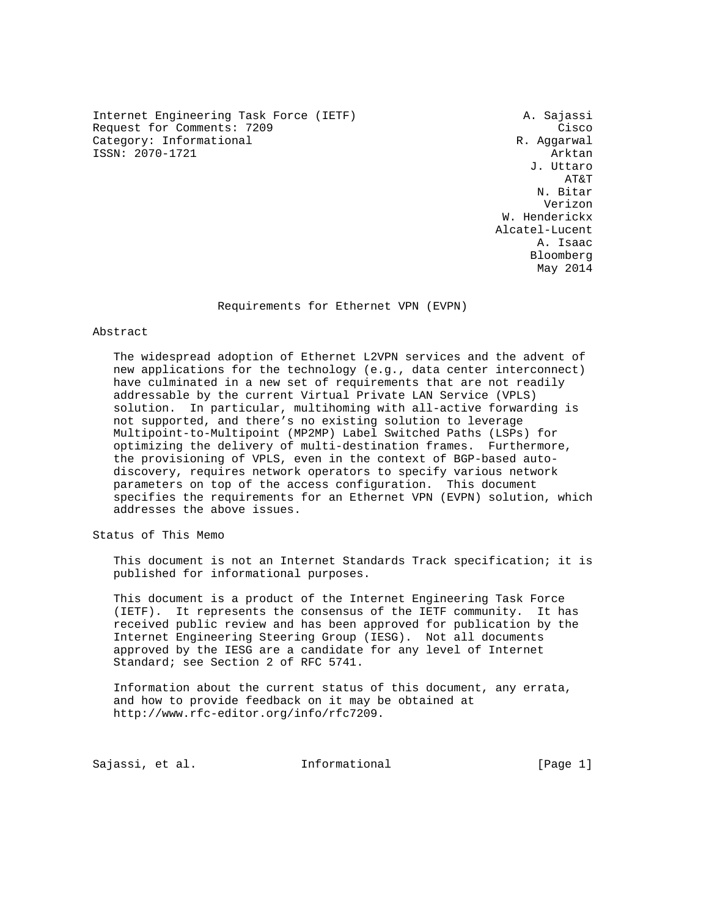Internet Engineering Task Force (IETF)  
Request for Comments: 7209  
Category: Informational  
ISSN: 2070-1721

A. Sajassi, Cisco  
R. Aggarwal, Arktan  
J. Uttaro, AT&T  
N. Bitar, Verizon  
W. Henderickx, Alcatel-Lucent  
A. Isaac, Bloomberg  
May 2014

# Requirements for Ethernet VPN (EVPN)

## Abstract

The widespread adoption of Ethernet L2VPN services and the advent of new applications for the technology (e.g., data center interconnect) have culminated in a new set of requirements that are not readily addressable by the current Virtual Private LAN Service (VPLS) solution. In particular, multihoming with all-active forwarding is not supported, and there's no existing solution to leverage Multipoint-to-Multipoint (MP2MP) Label Switched Paths (LSPs) for optimizing the delivery of multi-destination frames. Furthermore, the provisioning of VPLS, even in the context of BGP-based auto-discovery, requires network operators to specify various network parameters on top of the access configuration. This document specifies the requirements for an Ethernet VPN (EVPN) solution, which addresses the above issues.

## Status of This Memo

This document is not an Internet Standards Track specification; it is published for informational purposes.

This document is a product of the Internet Engineering Task Force (IETF). It represents the consensus of the IETF community. It has received public review and has been approved for publication by the Internet Engineering Steering Group (IESG). Not all documents approved by the IESG are a candidate for any level of Internet Standard; see Section 2 of RFC 5741.

Information about the current status of this document, any errata, and how to provide feedback on it may be obtained at http://www.rfc-editor.org/info/rfc7209.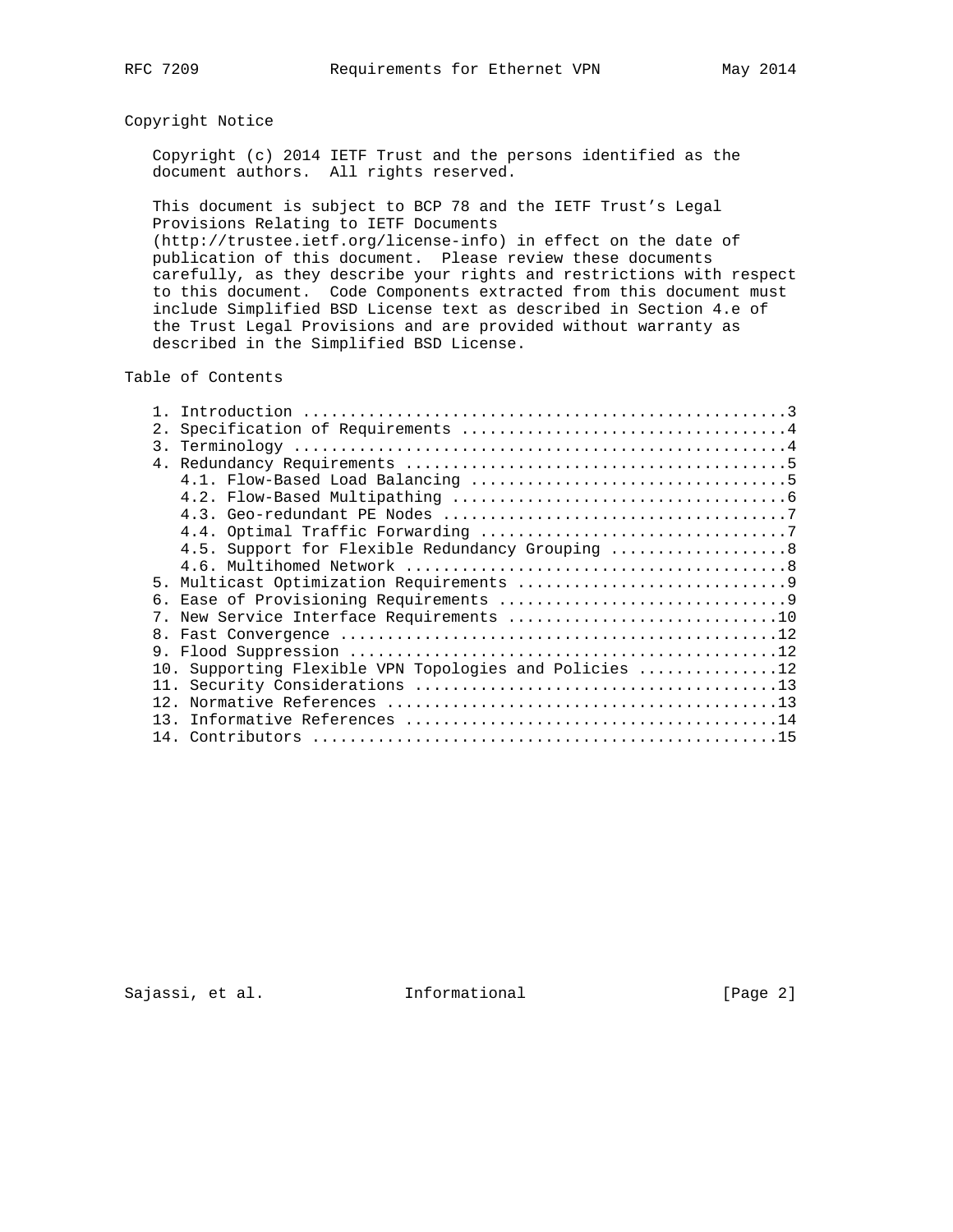## Copyright Notice

Copyright (c) 2014 IETF Trust and the persons identified as the document authors. All rights reserved.

This document is subject to BCP 78 and the IETF Trust's Legal Provisions Relating to IETF Documents (http://trustee.ietf.org/license-info) in effect on the date of publication of this document. Please review these documents carefully, as they describe your rights and restrictions with respect to this document. Code Components extracted from this document must include Simplified BSD License text as described in Section 4.e of the Trust Legal Provisions and are provided without warranty as described in the Simplified BSD License.

## Table of Contents

```
   1. Introduction ....................................................3
   2. Specification of Requirements ...................................4
   3. Terminology .....................................................4
   4. Redundancy Requirements .........................................5
      4.1. Flow-Based Load Balancing ..................................5
      4.2. Flow-Based Multipathing ....................................6
      4.3. Geo-redundant PE Nodes .....................................7
      4.4. Optimal Traffic Forwarding .................................7
      4.5. Support for Flexible Redundancy Grouping ...................8
      4.6. Multihomed Network .........................................8
   5. Multicast Optimization Requirements .............................9
   6. Ease of Provisioning Requirements ...............................9
   7. New Service Interface Requirements .............................10
   8. Fast Convergence ...............................................12
   9. Flood Suppression ..............................................12
   10. Supporting Flexible VPN Topologies and Policies ...............12
   11. Security Considerations .......................................13
   12. Normative References ..........................................13
   13. Informative References ........................................14
   14. Contributors ..................................................15
```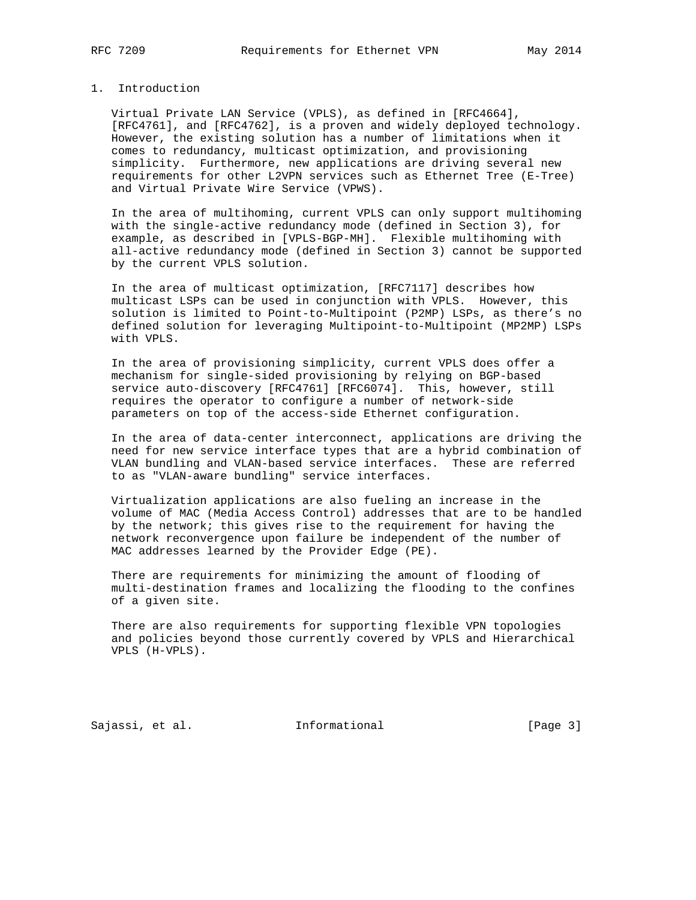## 1. Introduction

Virtual Private LAN Service (VPLS), as defined in [RFC4664], [RFC4761], and [RFC4762], is a proven and widely deployed technology. However, the existing solution has a number of limitations when it comes to redundancy, multicast optimization, and provisioning simplicity. Furthermore, new applications are driving several new requirements for other L2VPN services such as Ethernet Tree (E-Tree) and Virtual Private Wire Service (VPWS).

In the area of multihoming, current VPLS can only support multihoming with the single-active redundancy mode (defined in Section 3), for example, as described in [VPLS-BGP-MH]. Flexible multihoming with all-active redundancy mode (defined in Section 3) cannot be supported by the current VPLS solution.

In the area of multicast optimization, [RFC7117] describes how multicast LSPs can be used in conjunction with VPLS. However, this solution is limited to Point-to-Multipoint (P2MP) LSPs, as there's no defined solution for leveraging Multipoint-to-Multipoint (MP2MP) LSPs with VPLS.

In the area of provisioning simplicity, current VPLS does offer a mechanism for single-sided provisioning by relying on BGP-based service auto-discovery [RFC4761] [RFC6074]. This, however, still requires the operator to configure a number of network-side parameters on top of the access-side Ethernet configuration.

In the area of data-center interconnect, applications are driving the need for new service interface types that are a hybrid combination of VLAN bundling and VLAN-based service interfaces. These are referred to as "VLAN-aware bundling" service interfaces.

Virtualization applications are also fueling an increase in the volume of MAC (Media Access Control) addresses that are to be handled by the network; this gives rise to the requirement for having the network reconvergence upon failure be independent of the number of MAC addresses learned by the Provider Edge (PE).

There are requirements for minimizing the amount of flooding of multi-destination frames and localizing the flooding to the confines of a given site.

There are also requirements for supporting flexible VPN topologies and policies beyond those currently covered by VPLS and Hierarchical VPLS (H-VPLS).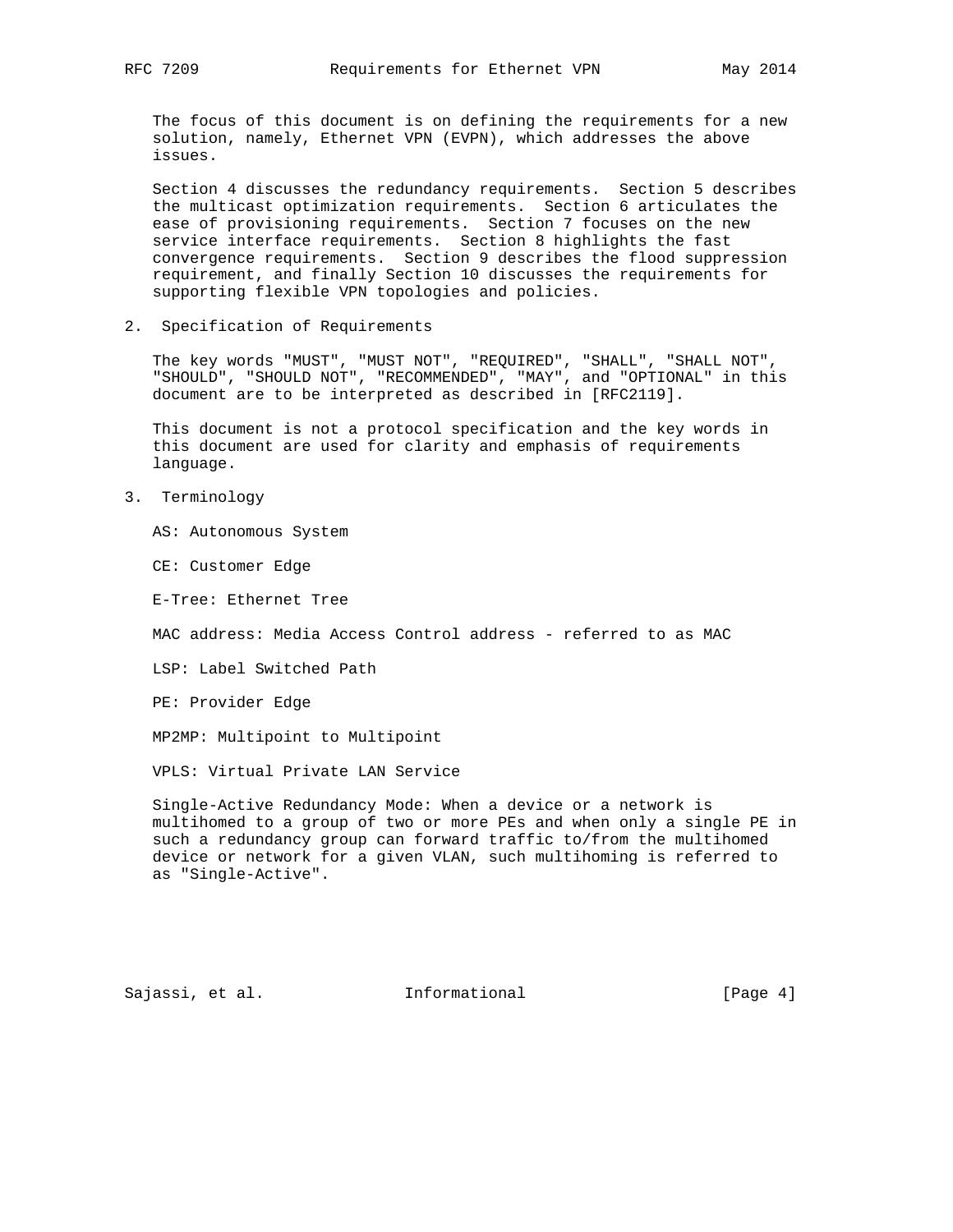The focus of this document is on defining the requirements for a new solution, namely, Ethernet VPN (EVPN), which addresses the above issues.

Section 4 discusses the redundancy requirements. Section 5 describes the multicast optimization requirements. Section 6 articulates the ease of provisioning requirements. Section 7 focuses on the new service interface requirements. Section 8 highlights the fast convergence requirements. Section 9 describes the flood suppression requirement, and finally Section 10 discusses the requirements for supporting flexible VPN topologies and policies.

## 2. Specification of Requirements

The key words "MUST", "MUST NOT", "REQUIRED", "SHALL", "SHALL NOT", "SHOULD", "SHOULD NOT", "RECOMMENDED", "MAY", and "OPTIONAL" in this document are to be interpreted as described in [RFC2119].

This document is not a protocol specification and the key words in this document are used for clarity and emphasis of requirements language.

## 3. Terminology

AS: Autonomous System

CE: Customer Edge

E-Tree: Ethernet Tree

MAC address: Media Access Control address - referred to as MAC

LSP: Label Switched Path

PE: Provider Edge

MP2MP: Multipoint to Multipoint

VPLS: Virtual Private LAN Service

Single-Active Redundancy Mode: When a device or a network is multihomed to a group of two or more PEs and when only a single PE in such a redundancy group can forward traffic to/from the multihomed device or network for a given VLAN, such multihoming is referred to as "Single-Active".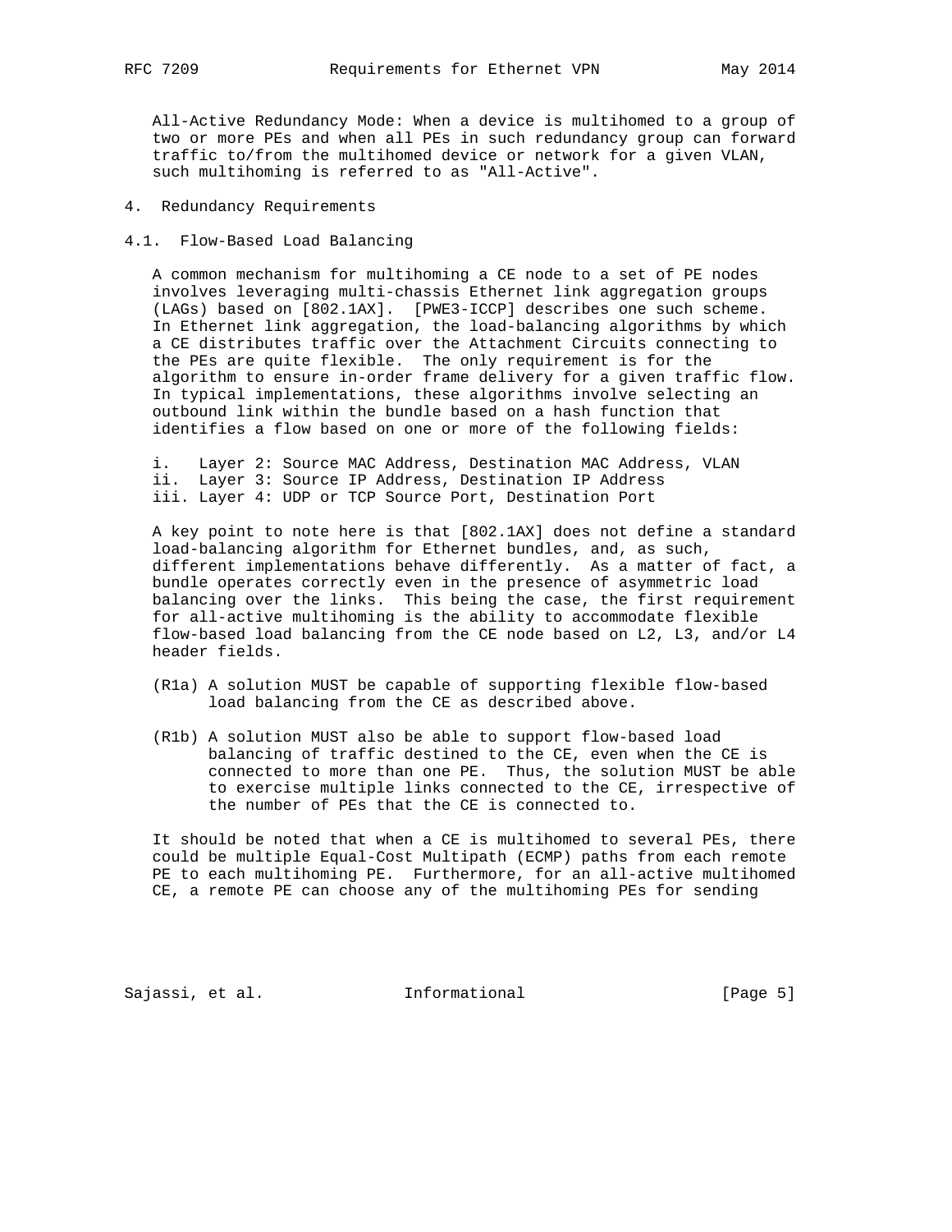All-Active Redundancy Mode: When a device is multihomed to a group of two or more PEs and when all PEs in such redundancy group can forward traffic to/from the multihomed device or network for a given VLAN, such multihoming is referred to as "All-Active".

## 4. Redundancy Requirements

### 4.1. Flow-Based Load Balancing

A common mechanism for multihoming a CE node to a set of PE nodes involves leveraging multi-chassis Ethernet link aggregation groups (LAGs) based on [802.1AX]. [PWE3-ICCP] describes one such scheme. In Ethernet link aggregation, the load-balancing algorithms by which a CE distributes traffic over the Attachment Circuits connecting to the PEs are quite flexible. The only requirement is for the algorithm to ensure in-order frame delivery for a given traffic flow. In typical implementations, these algorithms involve selecting an outbound link within the bundle based on a hash function that identifies a flow based on one or more of the following fields:

i. Layer 2: Source MAC Address, Destination MAC Address, VLAN
ii. Layer 3: Source IP Address, Destination IP Address
iii. Layer 4: UDP or TCP Source Port, Destination Port

A key point to note here is that [802.1AX] does not define a standard load-balancing algorithm for Ethernet bundles, and, as such, different implementations behave differently. As a matter of fact, a bundle operates correctly even in the presence of asymmetric load balancing over the links. This being the case, the first requirement for all-active multihoming is the ability to accommodate flexible flow-based load balancing from the CE node based on L2, L3, and/or L4 header fields.

(R1a) A solution MUST be capable of supporting flexible flow-based load balancing from the CE as described above.

(R1b) A solution MUST also be able to support flow-based load balancing of traffic destined to the CE, even when the CE is connected to more than one PE. Thus, the solution MUST be able to exercise multiple links connected to the CE, irrespective of the number of PEs that the CE is connected to.

It should be noted that when a CE is multihomed to several PEs, there could be multiple Equal-Cost Multipath (ECMP) paths from each remote PE to each multihoming PE. Furthermore, for an all-active multihomed CE, a remote PE can choose any of the multihoming PEs for sending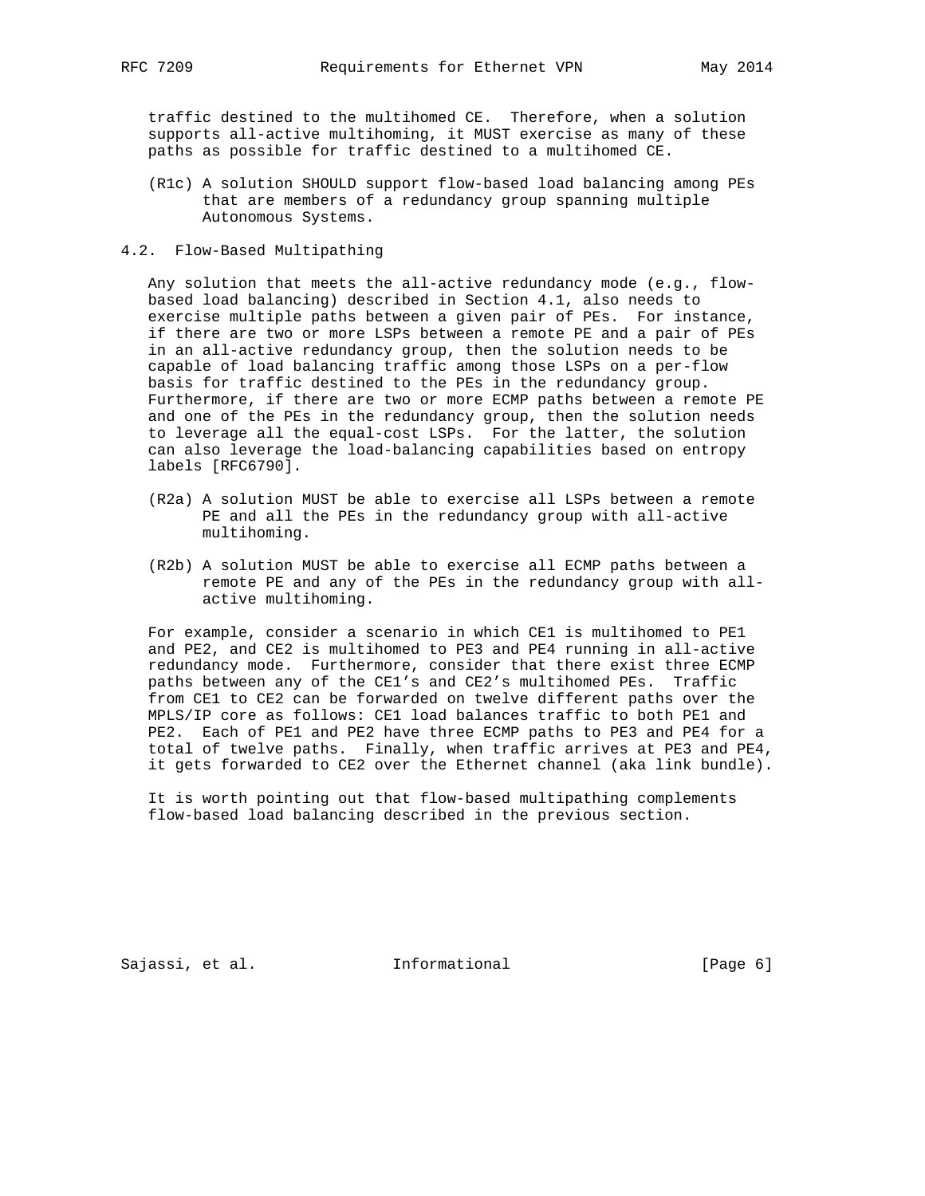traffic destined to the multihomed CE. Therefore, when a solution supports all-active multihoming, it MUST exercise as many of these paths as possible for traffic destined to a multihomed CE.

(R1c) A solution SHOULD support flow-based load balancing among PEs that are members of a redundancy group spanning multiple Autonomous Systems.

## 4.2. Flow-Based Multipathing

Any solution that meets the all-active redundancy mode (e.g., flow-based load balancing) described in Section 4.1, also needs to exercise multiple paths between a given pair of PEs. For instance, if there are two or more LSPs between a remote PE and a pair of PEs in an all-active redundancy group, then the solution needs to be capable of load balancing traffic among those LSPs on a per-flow basis for traffic destined to the PEs in the redundancy group. Furthermore, if there are two or more ECMP paths between a remote PE and one of the PEs in the redundancy group, then the solution needs to leverage all the equal-cost LSPs. For the latter, the solution can also leverage the load-balancing capabilities based on entropy labels [RFC6790].

(R2a) A solution MUST be able to exercise all LSPs between a remote PE and all the PEs in the redundancy group with all-active multihoming.

(R2b) A solution MUST be able to exercise all ECMP paths between a remote PE and any of the PEs in the redundancy group with all-active multihoming.

For example, consider a scenario in which CE1 is multihomed to PE1 and PE2, and CE2 is multihomed to PE3 and PE4 running in all-active redundancy mode. Furthermore, consider that there exist three ECMP paths between any of the CE1's and CE2's multihomed PEs. Traffic from CE1 to CE2 can be forwarded on twelve different paths over the MPLS/IP core as follows: CE1 load balances traffic to both PE1 and PE2. Each of PE1 and PE2 have three ECMP paths to PE3 and PE4 for a total of twelve paths. Finally, when traffic arrives at PE3 and PE4, it gets forwarded to CE2 over the Ethernet channel (aka link bundle).

It is worth pointing out that flow-based multipathing complements flow-based load balancing described in the previous section.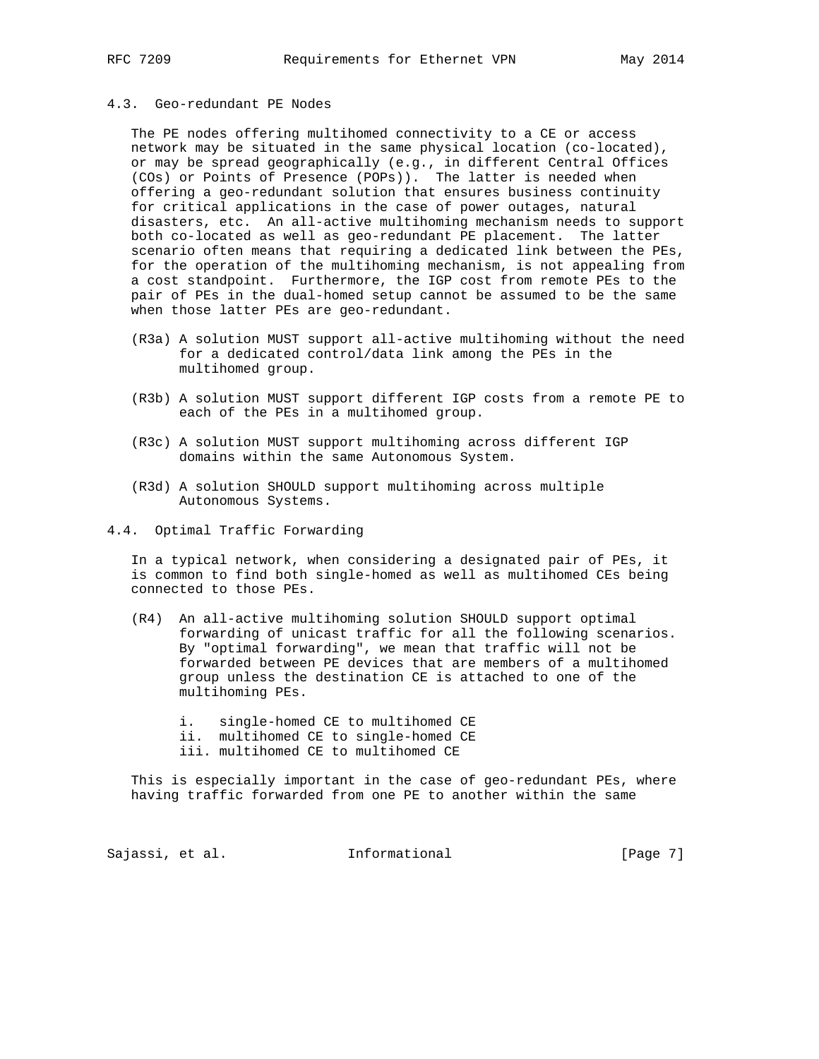### 4.3. Geo-redundant PE Nodes

The PE nodes offering multihomed connectivity to a CE or access network may be situated in the same physical location (co-located), or may be spread geographically (e.g., in different Central Offices (COs) or Points of Presence (POPs)). The latter is needed when offering a geo-redundant solution that ensures business continuity for critical applications in the case of power outages, natural disasters, etc. An all-active multihoming mechanism needs to support both co-located as well as geo-redundant PE placement. The latter scenario often means that requiring a dedicated link between the PEs, for the operation of the multihoming mechanism, is not appealing from a cost standpoint. Furthermore, the IGP cost from remote PEs to the pair of PEs in the dual-homed setup cannot be assumed to be the same when those latter PEs are geo-redundant.

(R3a) A solution MUST support all-active multihoming without the need for a dedicated control/data link among the PEs in the multihomed group.

(R3b) A solution MUST support different IGP costs from a remote PE to each of the PEs in a multihomed group.

(R3c) A solution MUST support multihoming across different IGP domains within the same Autonomous System.

(R3d) A solution SHOULD support multihoming across multiple Autonomous Systems.

### 4.4. Optimal Traffic Forwarding

In a typical network, when considering a designated pair of PEs, it is common to find both single-homed as well as multihomed CEs being connected to those PEs.

(R4) An all-active multihoming solution SHOULD support optimal forwarding of unicast traffic for all the following scenarios. By "optimal forwarding", we mean that traffic will not be forwarded between PE devices that are members of a multihomed group unless the destination CE is attached to one of the multihoming PEs.

i. single-homed CE to multihomed CE
ii. multihomed CE to single-homed CE
iii. multihomed CE to multihomed CE

This is especially important in the case of geo-redundant PEs, where having traffic forwarded from one PE to another within the same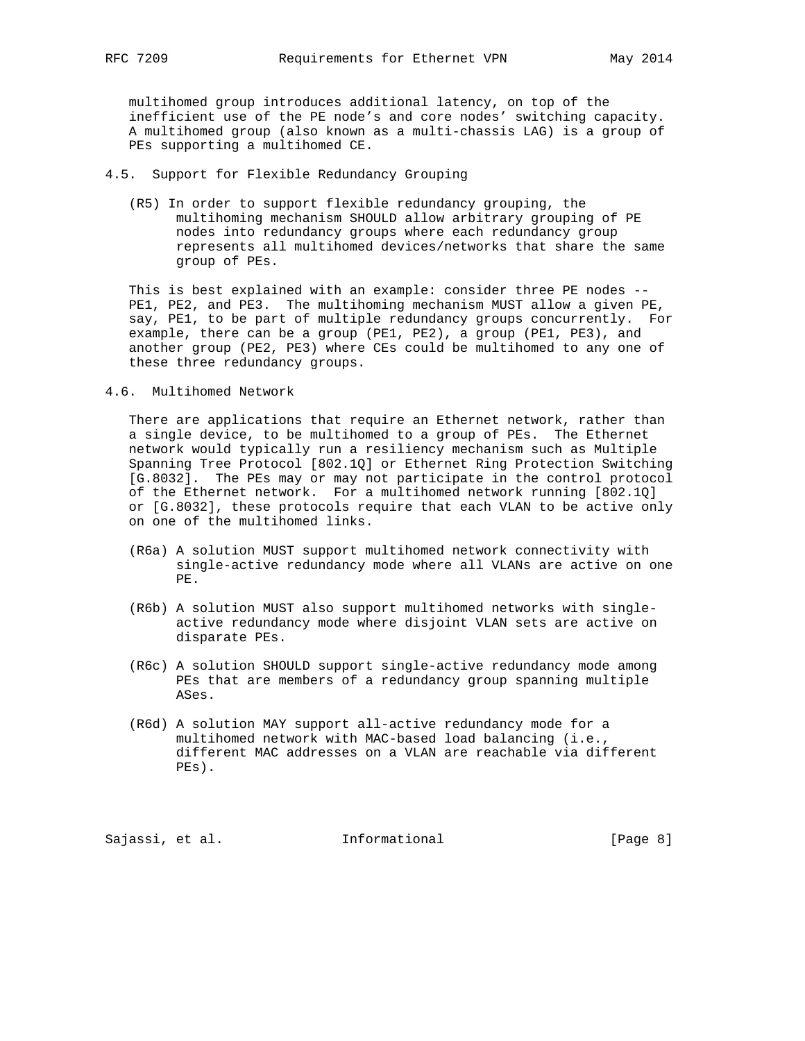multihomed group introduces additional latency, on top of the inefficient use of the PE node's and core nodes' switching capacity. A multihomed group (also known as a multi-chassis LAG) is a group of PEs supporting a multihomed CE.

## 4.5. Support for Flexible Redundancy Grouping

(R5) In order to support flexible redundancy grouping, the multihoming mechanism SHOULD allow arbitrary grouping of PE nodes into redundancy groups where each redundancy group represents all multihomed devices/networks that share the same group of PEs.

This is best explained with an example: consider three PE nodes -- PE1, PE2, and PE3. The multihoming mechanism MUST allow a given PE, say, PE1, to be part of multiple redundancy groups concurrently. For example, there can be a group (PE1, PE2), a group (PE1, PE3), and another group (PE2, PE3) where CEs could be multihomed to any one of these three redundancy groups.

## 4.6. Multihomed Network

There are applications that require an Ethernet network, rather than a single device, to be multihomed to a group of PEs. The Ethernet network would typically run a resiliency mechanism such as Multiple Spanning Tree Protocol [802.1Q] or Ethernet Ring Protection Switching [G.8032]. The PEs may or may not participate in the control protocol of the Ethernet network. For a multihomed network running [802.1Q] or [G.8032], these protocols require that each VLAN to be active only on one of the multihomed links.

(R6a) A solution MUST support multihomed network connectivity with single-active redundancy mode where all VLANs are active on one PE.

(R6b) A solution MUST also support multihomed networks with single-active redundancy mode where disjoint VLAN sets are active on disparate PEs.

(R6c) A solution SHOULD support single-active redundancy mode among PEs that are members of a redundancy group spanning multiple ASes.

(R6d) A solution MAY support all-active redundancy mode for a multihomed network with MAC-based load balancing (i.e., different MAC addresses on a VLAN are reachable via different PEs).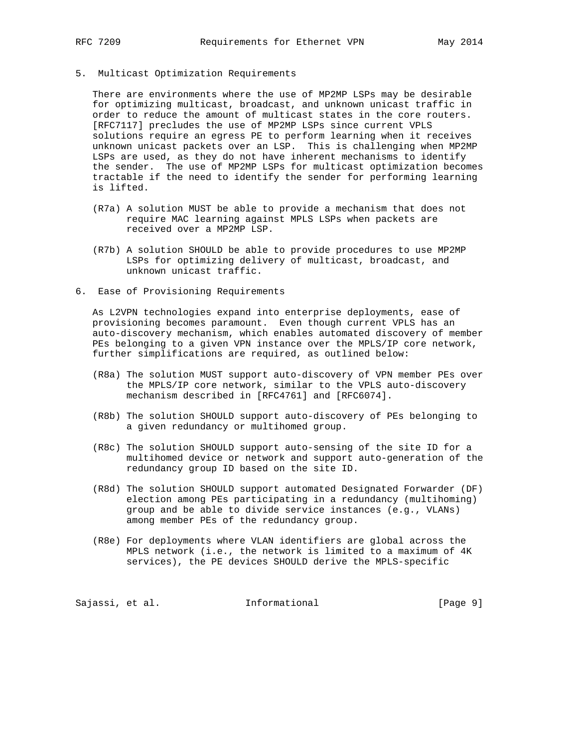## 5. Multicast Optimization Requirements

There are environments where the use of MP2MP LSPs may be desirable for optimizing multicast, broadcast, and unknown unicast traffic in order to reduce the amount of multicast states in the core routers. [RFC7117] precludes the use of MP2MP LSPs since current VPLS solutions require an egress PE to perform learning when it receives unknown unicast packets over an LSP. This is challenging when MP2MP LSPs are used, as they do not have inherent mechanisms to identify the sender. The use of MP2MP LSPs for multicast optimization becomes tractable if the need to identify the sender for performing learning is lifted.

(R7a) A solution MUST be able to provide a mechanism that does not require MAC learning against MPLS LSPs when packets are received over a MP2MP LSP.

(R7b) A solution SHOULD be able to provide procedures to use MP2MP LSPs for optimizing delivery of multicast, broadcast, and unknown unicast traffic.

## 6. Ease of Provisioning Requirements

As L2VPN technologies expand into enterprise deployments, ease of provisioning becomes paramount. Even though current VPLS has an auto-discovery mechanism, which enables automated discovery of member PEs belonging to a given VPN instance over the MPLS/IP core network, further simplifications are required, as outlined below:

(R8a) The solution MUST support auto-discovery of VPN member PEs over the MPLS/IP core network, similar to the VPLS auto-discovery mechanism described in [RFC4761] and [RFC6074].

(R8b) The solution SHOULD support auto-discovery of PEs belonging to a given redundancy or multihomed group.

(R8c) The solution SHOULD support auto-sensing of the site ID for a multihomed device or network and support auto-generation of the redundancy group ID based on the site ID.

(R8d) The solution SHOULD support automated Designated Forwarder (DF) election among PEs participating in a redundancy (multihoming) group and be able to divide service instances (e.g., VLANs) among member PEs of the redundancy group.

(R8e) For deployments where VLAN identifiers are global across the MPLS network (i.e., the network is limited to a maximum of 4K services), the PE devices SHOULD derive the MPLS-specific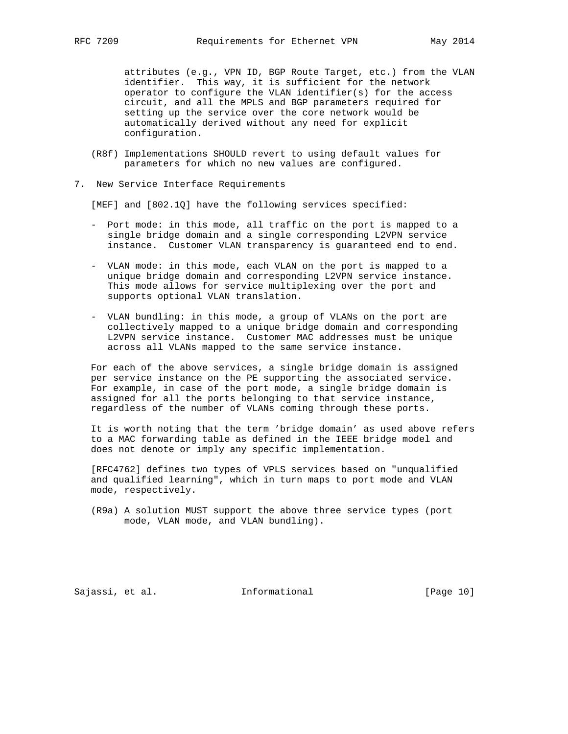attributes (e.g., VPN ID, BGP Route Target, etc.) from the VLAN identifier. This way, it is sufficient for the network operator to configure the VLAN identifier(s) for the access circuit, and all the MPLS and BGP parameters required for setting up the service over the core network would be automatically derived without any need for explicit configuration.

(R8f) Implementations SHOULD revert to using default values for parameters for which no new values are configured.

## 7. New Service Interface Requirements

[MEF] and [802.1Q] have the following services specified:

- Port mode: in this mode, all traffic on the port is mapped to a single bridge domain and a single corresponding L2VPN service instance. Customer VLAN transparency is guaranteed end to end.
- VLAN mode: in this mode, each VLAN on the port is mapped to a unique bridge domain and corresponding L2VPN service instance. This mode allows for service multiplexing over the port and supports optional VLAN translation.
- VLAN bundling: in this mode, a group of VLANs on the port are collectively mapped to a unique bridge domain and corresponding L2VPN service instance. Customer MAC addresses must be unique across all VLANs mapped to the same service instance.

For each of the above services, a single bridge domain is assigned per service instance on the PE supporting the associated service. For example, in case of the port mode, a single bridge domain is assigned for all the ports belonging to that service instance, regardless of the number of VLANs coming through these ports.

It is worth noting that the term 'bridge domain' as used above refers to a MAC forwarding table as defined in the IEEE bridge model and does not denote or imply any specific implementation.

[RFC4762] defines two types of VPLS services based on "unqualified and qualified learning", which in turn maps to port mode and VLAN mode, respectively.

(R9a) A solution MUST support the above three service types (port mode, VLAN mode, and VLAN bundling).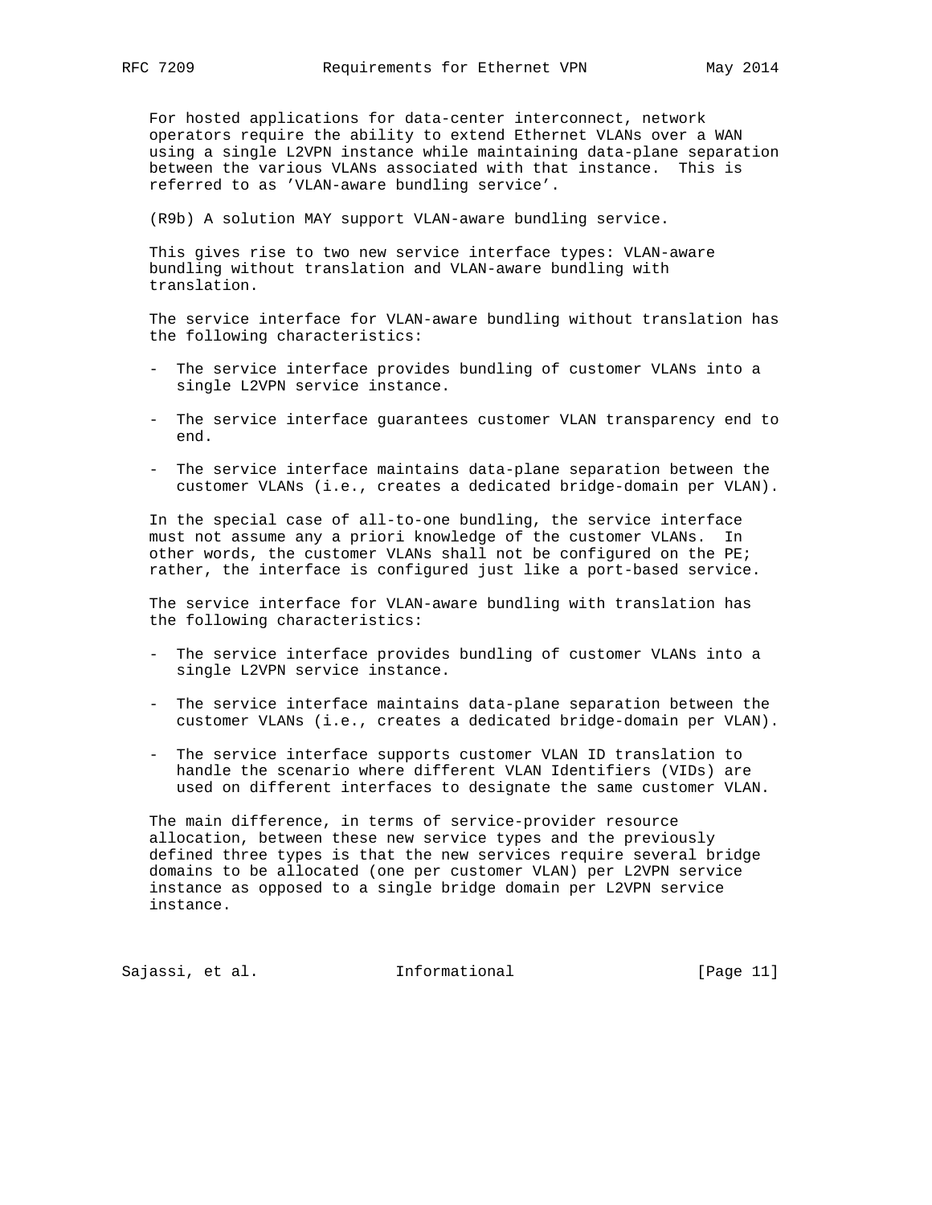For hosted applications for data-center interconnect, network operators require the ability to extend Ethernet VLANs over a WAN using a single L2VPN instance while maintaining data-plane separation between the various VLANs associated with that instance. This is referred to as 'VLAN-aware bundling service'.

(R9b) A solution MAY support VLAN-aware bundling service.

This gives rise to two new service interface types: VLAN-aware bundling without translation and VLAN-aware bundling with translation.

The service interface for VLAN-aware bundling without translation has the following characteristics:

- The service interface provides bundling of customer VLANs into a single L2VPN service instance.
- The service interface guarantees customer VLAN transparency end to end.
- The service interface maintains data-plane separation between the customer VLANs (i.e., creates a dedicated bridge-domain per VLAN).

In the special case of all-to-one bundling, the service interface must not assume any a priori knowledge of the customer VLANs. In other words, the customer VLANs shall not be configured on the PE; rather, the interface is configured just like a port-based service.

The service interface for VLAN-aware bundling with translation has the following characteristics:

- The service interface provides bundling of customer VLANs into a single L2VPN service instance.
- The service interface maintains data-plane separation between the customer VLANs (i.e., creates a dedicated bridge-domain per VLAN).
- The service interface supports customer VLAN ID translation to handle the scenario where different VLAN Identifiers (VIDs) are used on different interfaces to designate the same customer VLAN.

The main difference, in terms of service-provider resource allocation, between these new service types and the previously defined three types is that the new services require several bridge domains to be allocated (one per customer VLAN) per L2VPN service instance as opposed to a single bridge domain per L2VPN service instance.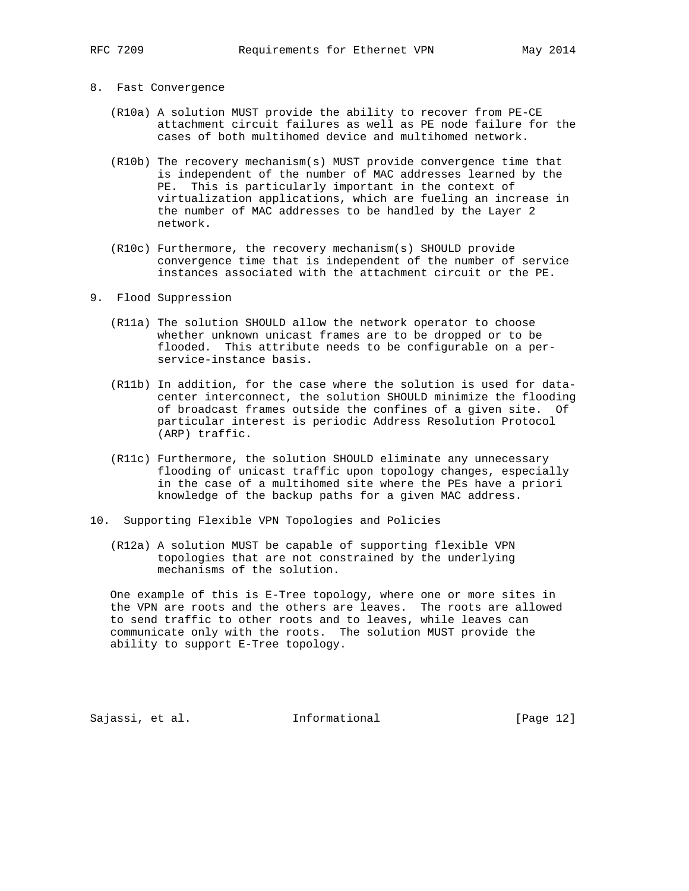## 8. Fast Convergence

(R10a) A solution MUST provide the ability to recover from PE-CE attachment circuit failures as well as PE node failure for the cases of both multihomed device and multihomed network.

(R10b) The recovery mechanism(s) MUST provide convergence time that is independent of the number of MAC addresses learned by the PE. This is particularly important in the context of virtualization applications, which are fueling an increase in the number of MAC addresses to be handled by the Layer 2 network.

(R10c) Furthermore, the recovery mechanism(s) SHOULD provide convergence time that is independent of the number of service instances associated with the attachment circuit or the PE.

## 9. Flood Suppression

(R11a) The solution SHOULD allow the network operator to choose whether unknown unicast frames are to be dropped or to be flooded. This attribute needs to be configurable on a per-service-instance basis.

(R11b) In addition, for the case where the solution is used for data-center interconnect, the solution SHOULD minimize the flooding of broadcast frames outside the confines of a given site. Of particular interest is periodic Address Resolution Protocol (ARP) traffic.

(R11c) Furthermore, the solution SHOULD eliminate any unnecessary flooding of unicast traffic upon topology changes, especially in the case of a multihomed site where the PEs have a priori knowledge of the backup paths for a given MAC address.

## 10. Supporting Flexible VPN Topologies and Policies

(R12a) A solution MUST be capable of supporting flexible VPN topologies that are not constrained by the underlying mechanisms of the solution.

One example of this is E-Tree topology, where one or more sites in the VPN are roots and the others are leaves. The roots are allowed to send traffic to other roots and to leaves, while leaves can communicate only with the roots. The solution MUST provide the ability to support E-Tree topology.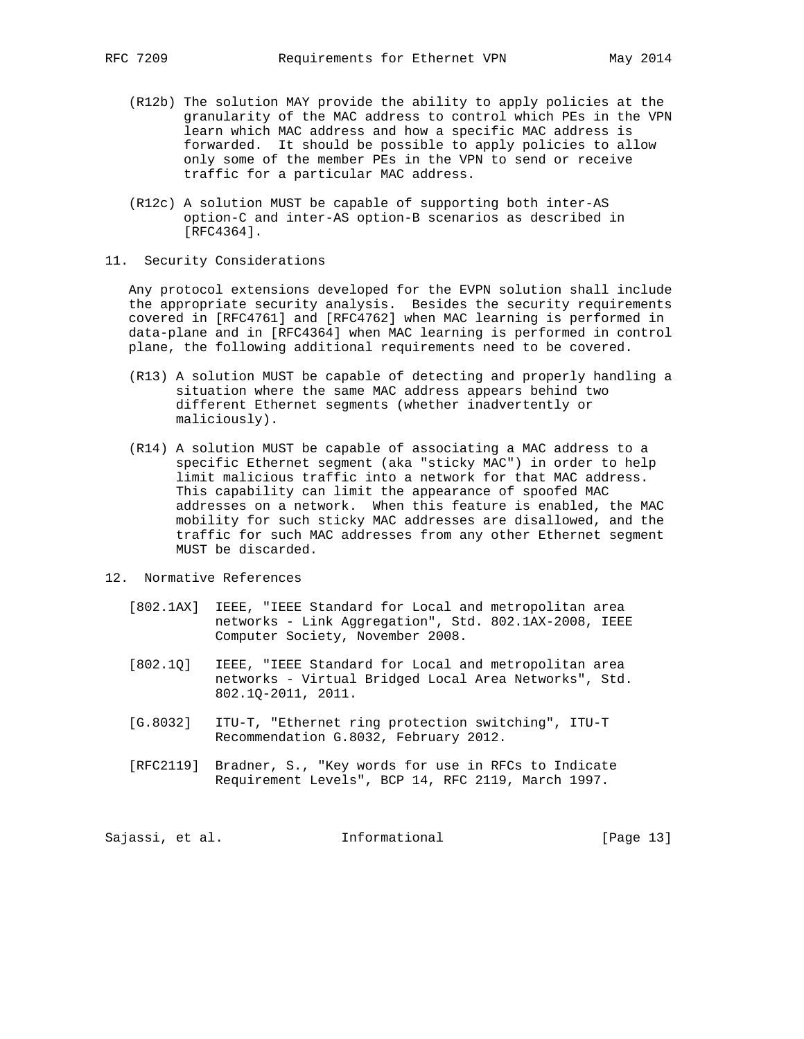(R12b) The solution MAY provide the ability to apply policies at the granularity of the MAC address to control which PEs in the VPN learn which MAC address and how a specific MAC address is forwarded. It should be possible to apply policies to allow only some of the member PEs in the VPN to send or receive traffic for a particular MAC address.

(R12c) A solution MUST be capable of supporting both inter-AS option-C and inter-AS option-B scenarios as described in [RFC4364].

## 11. Security Considerations

Any protocol extensions developed for the EVPN solution shall include the appropriate security analysis. Besides the security requirements covered in [RFC4761] and [RFC4762] when MAC learning is performed in data-plane and in [RFC4364] when MAC learning is performed in control plane, the following additional requirements need to be covered.

(R13) A solution MUST be capable of detecting and properly handling a situation where the same MAC address appears behind two different Ethernet segments (whether inadvertently or maliciously).

(R14) A solution MUST be capable of associating a MAC address to a specific Ethernet segment (aka "sticky MAC") in order to help limit malicious traffic into a network for that MAC address. This capability can limit the appearance of spoofed MAC addresses on a network. When this feature is enabled, the MAC mobility for such sticky MAC addresses are disallowed, and the traffic for such MAC addresses from any other Ethernet segment MUST be discarded.

## 12. Normative References

[802.1AX] IEEE, "IEEE Standard for Local and metropolitan area networks - Link Aggregation", Std. 802.1AX-2008, IEEE Computer Society, November 2008.

[802.1Q] IEEE, "IEEE Standard for Local and metropolitan area networks - Virtual Bridged Local Area Networks", Std. 802.1Q-2011, 2011.

[G.8032] ITU-T, "Ethernet ring protection switching", ITU-T Recommendation G.8032, February 2012.

[RFC2119] Bradner, S., "Key words for use in RFCs to Indicate Requirement Levels", BCP 14, RFC 2119, March 1997.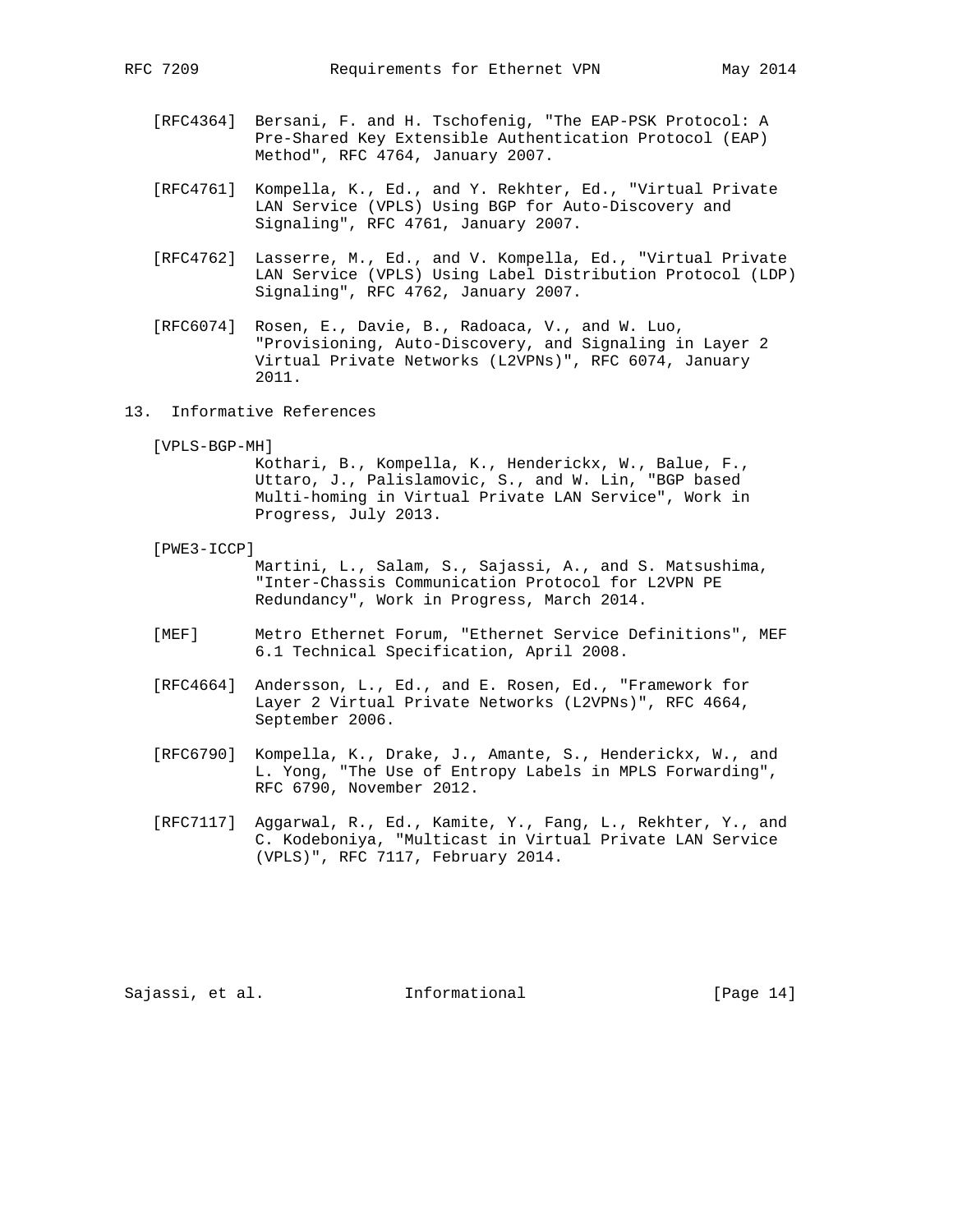[RFC4364] Bersani, F. and H. Tschofenig, "The EAP-PSK Protocol: A Pre-Shared Key Extensible Authentication Protocol (EAP) Method", RFC 4764, January 2007.

[RFC4761] Kompella, K., Ed., and Y. Rekhter, Ed., "Virtual Private LAN Service (VPLS) Using BGP for Auto-Discovery and Signaling", RFC 4761, January 2007.

[RFC4762] Lasserre, M., Ed., and V. Kompella, Ed., "Virtual Private LAN Service (VPLS) Using Label Distribution Protocol (LDP) Signaling", RFC 4762, January 2007.

[RFC6074] Rosen, E., Davie, B., Radoaca, V., and W. Luo, "Provisioning, Auto-Discovery, and Signaling in Layer 2 Virtual Private Networks (L2VPNs)", RFC 6074, January 2011.

## 13. Informative References

[VPLS-BGP-MH] Kothari, B., Kompella, K., Henderickx, W., Balue, F., Uttaro, J., Palislamovic, S., and W. Lin, "BGP based Multi-homing in Virtual Private LAN Service", Work in Progress, July 2013.

[PWE3-ICCP] Martini, L., Salam, S., Sajassi, A., and S. Matsushima, "Inter-Chassis Communication Protocol for L2VPN PE Redundancy", Work in Progress, March 2014.

[MEF] Metro Ethernet Forum, "Ethernet Service Definitions", MEF 6.1 Technical Specification, April 2008.

[RFC4664] Andersson, L., Ed., and E. Rosen, Ed., "Framework for Layer 2 Virtual Private Networks (L2VPNs)", RFC 4664, September 2006.

[RFC6790] Kompella, K., Drake, J., Amante, S., Henderickx, W., and L. Yong, "The Use of Entropy Labels in MPLS Forwarding", RFC 6790, November 2012.

[RFC7117] Aggarwal, R., Ed., Kamite, Y., Fang, L., Rekhter, Y., and C. Kodeboniya, "Multicast in Virtual Private LAN Service (VPLS)", RFC 7117, February 2014.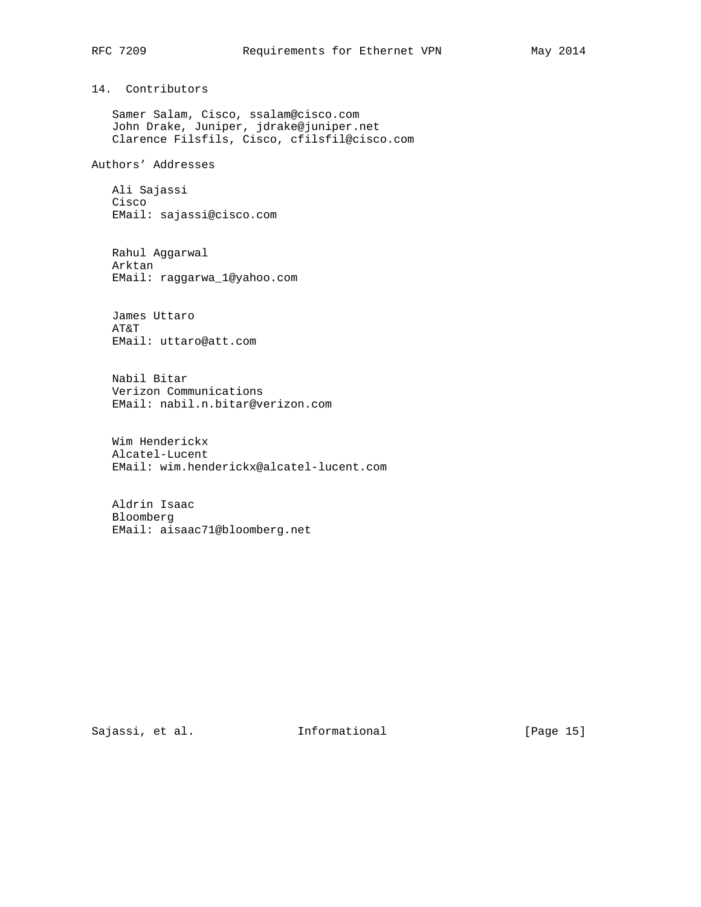## 14. Contributors

Samer Salam, Cisco, ssalam@cisco.com
John Drake, Juniper, jdrake@juniper.net
Clarence Filsfils, Cisco, cfilsfil@cisco.com

## Authors' Addresses

Ali Sajassi
Cisco
EMail: sajassi@cisco.com

Rahul Aggarwal
Arktan
EMail: raggarwa_1@yahoo.com

James Uttaro
AT&T
EMail: uttaro@att.com

Nabil Bitar
Verizon Communications
EMail: nabil.n.bitar@verizon.com

Wim Henderickx
Alcatel-Lucent
EMail: wim.henderickx@alcatel-lucent.com

Aldrin Isaac
Bloomberg
EMail: aisaac71@bloomberg.net